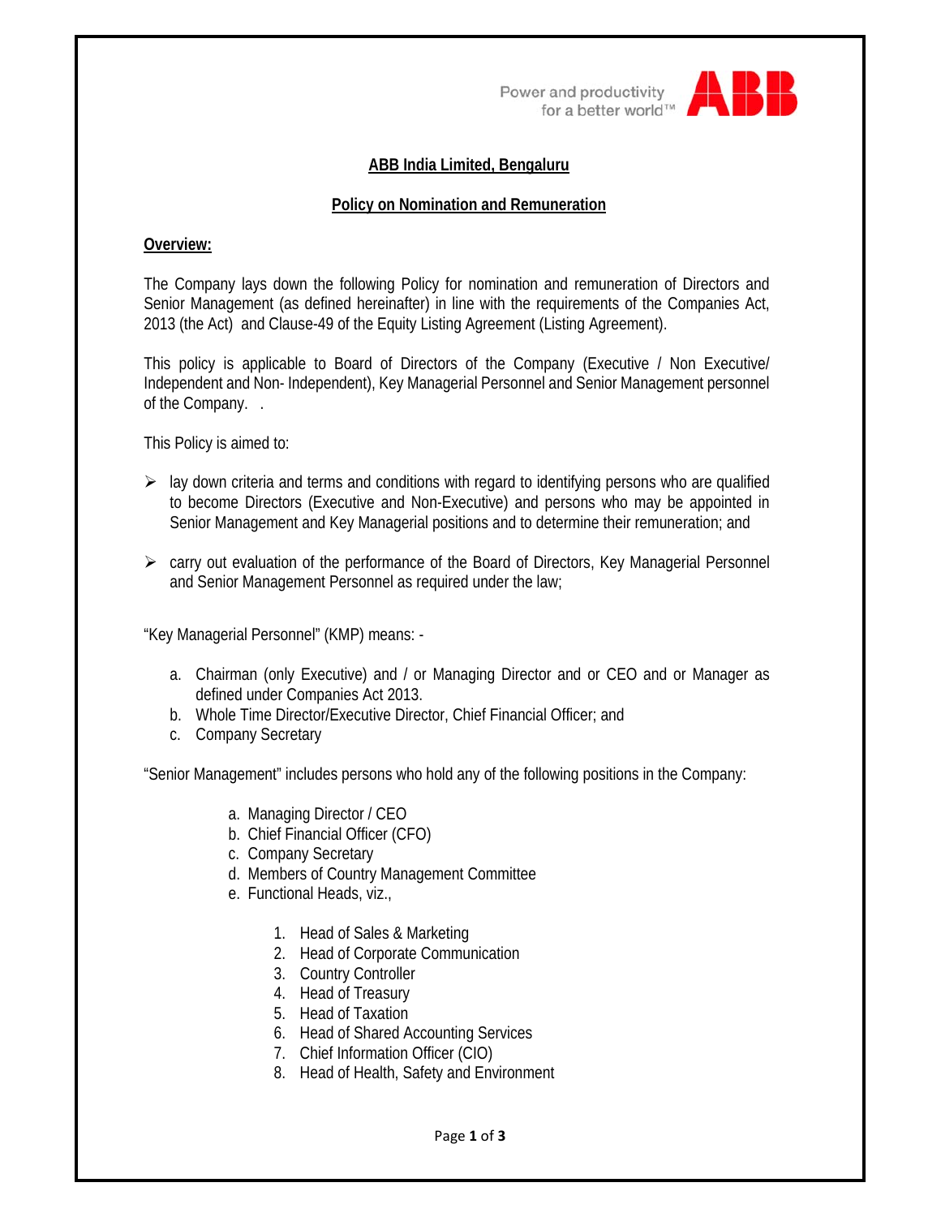# ABB India Limited, Bengaluru

## Policy on Nomination and Remuneration

### Overview:

The Company lays down the following Policy for nomination and remuneration of Directors and Senior Management (as defined hereinafter) in line with the requirements of the Companies Act, 2013 (the Act) and Clause-49 of the Equity Listing Agreement (Listing Agreement).

This policy is applicable to Board of Directors of the Company (Executive / Non Executive/ Independent and Non- Independent), Key Managerial Personnel and Senior Management personnel of the Company. .

This Policy is aimed to:

- lay down criteria and terms and conditions with regard to identifying persons who are qualified to become Directors (Executive and Non-Executive) and persons who may be appointed in Senior Management and Key Managerial positions and to determine their remuneration; and
- carry out evaluation of the performance of the Board of Directors, Key Managerial Personnel and Senior Management Personnel as required under the law;

"Key Managerial Personnel" (KMP) means: -

a. Chairman (only Executive) and / or Managing Director and or CEO and or Manager as defined under Companies Act 2013.
b. Whole Time Director/Executive Director, Chief Financial Officer; and
c. Company Secretary

"Senior Management" includes persons who hold any of the following positions in the Company:

a. Managing Director / CEO
b. Chief Financial Officer (CFO)
c. Company Secretary
d. Members of Country Management Committee
e. Functional Heads, viz.,
    1. Head of Sales & Marketing
    2. Head of Corporate Communication
    3. Country Controller
    4. Head of Treasury
    5. Head of Taxation
    6. Head of Shared Accounting Services
    7. Chief Information Officer (CIO)
    8. Head of Health, Safety and Environment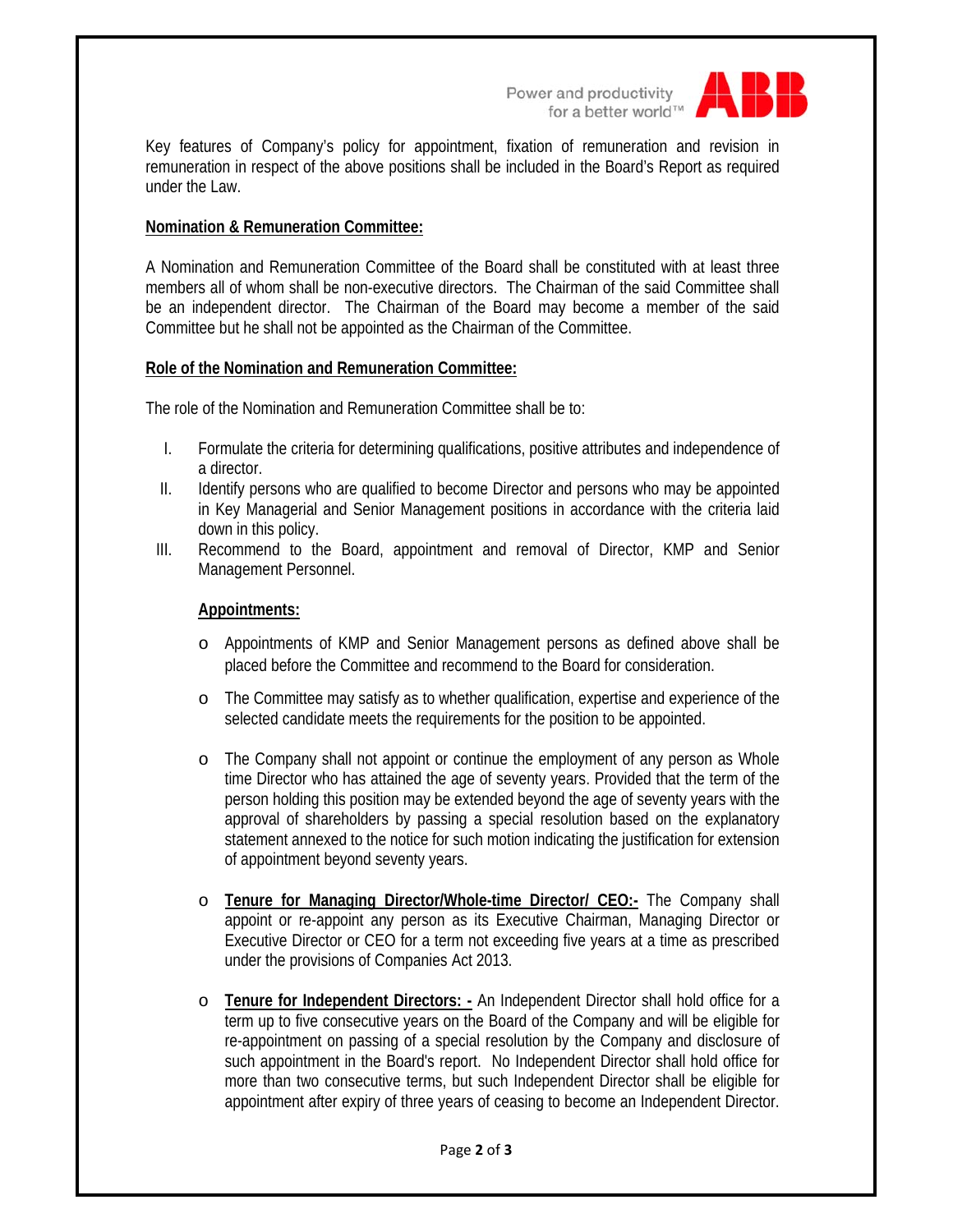Key features of Company's policy for appointment, fixation of remuneration and revision in remuneration in respect of the above positions shall be included in the Board's Report as required under the Law.

**Nomination & Remuneration Committee:**

A Nomination and Remuneration Committee of the Board shall be constituted with at least three members all of whom shall be non-executive directors. The Chairman of the said Committee shall be an independent director. The Chairman of the Board may become a member of the said Committee but he shall not be appointed as the Chairman of the Committee.

**Role of the Nomination and Remuneration Committee:**

The role of the Nomination and Remuneration Committee shall be to:

I. Formulate the criteria for determining qualifications, positive attributes and independence of a director.
II. Identify persons who are qualified to become Director and persons who may be appointed in Key Managerial and Senior Management positions in accordance with the criteria laid down in this policy.
III. Recommend to the Board, appointment and removal of Director, KMP and Senior Management Personnel.

**Appointments:**

- Appointments of KMP and Senior Management persons as defined above shall be placed before the Committee and recommend to the Board for consideration.

- The Committee may satisfy as to whether qualification, expertise and experience of the selected candidate meets the requirements for the position to be appointed.

- The Company shall not appoint or continue the employment of any person as Whole time Director who has attained the age of seventy years. Provided that the term of the person holding this position may be extended beyond the age of seventy years with the approval of shareholders by passing a special resolution based on the explanatory statement annexed to the notice for such motion indicating the justification for extension of appointment beyond seventy years.

- **Tenure for Managing Director/Whole-time Director/ CEO:-** The Company shall appoint or re-appoint any person as its Executive Chairman, Managing Director or Executive Director or CEO for a term not exceeding five years at a time as prescribed under the provisions of Companies Act 2013.

- **Tenure for Independent Directors: -** An Independent Director shall hold office for a term up to five consecutive years on the Board of the Company and will be eligible for re-appointment on passing of a special resolution by the Company and disclosure of such appointment in the Board's report. No Independent Director shall hold office for more than two consecutive terms, but such Independent Director shall be eligible for appointment after expiry of three years of ceasing to become an Independent Director.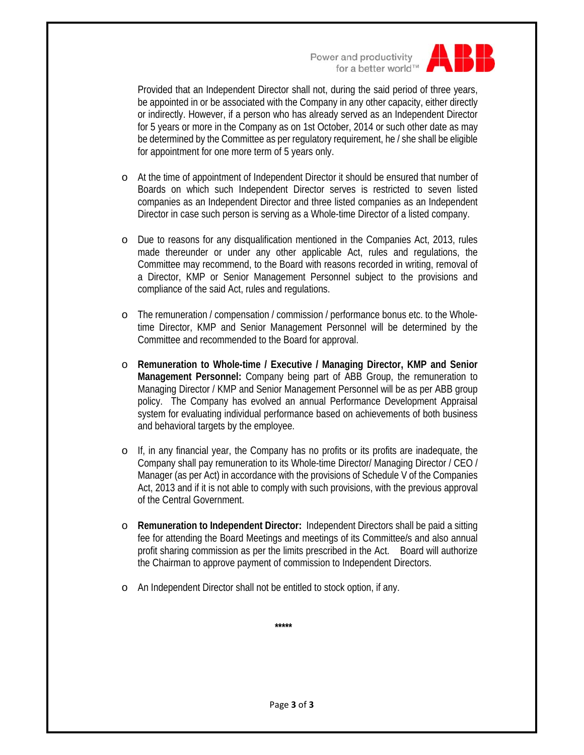Provided that an Independent Director shall not, during the said period of three years, be appointed in or be associated with the Company in any other capacity, either directly or indirectly. However, if a person who has already served as an Independent Director for 5 years or more in the Company as on 1st October, 2014 or such other date as may be determined by the Committee as per regulatory requirement, he / she shall be eligible for appointment for one more term of 5 years only.

- At the time of appointment of Independent Director it should be ensured that number of Boards on which such Independent Director serves is restricted to seven listed companies as an Independent Director and three listed companies as an Independent Director in case such person is serving as a Whole-time Director of a listed company.

- Due to reasons for any disqualification mentioned in the Companies Act, 2013, rules made thereunder or under any other applicable Act, rules and regulations, the Committee may recommend, to the Board with reasons recorded in writing, removal of a Director, KMP or Senior Management Personnel subject to the provisions and compliance of the said Act, rules and regulations.

- The remuneration / compensation / commission / performance bonus etc. to the Whole-time Director, KMP and Senior Management Personnel will be determined by the Committee and recommended to the Board for approval.

- **Remuneration to Whole-time / Executive / Managing Director, KMP and Senior Management Personnel:** Company being part of ABB Group, the remuneration to Managing Director / KMP and Senior Management Personnel will be as per ABB group policy. The Company has evolved an annual Performance Development Appraisal system for evaluating individual performance based on achievements of both business and behavioral targets by the employee.

- If, in any financial year, the Company has no profits or its profits are inadequate, the Company shall pay remuneration to its Whole-time Director/ Managing Director / CEO / Manager (as per Act) in accordance with the provisions of Schedule V of the Companies Act, 2013 and if it is not able to comply with such provisions, with the previous approval of the Central Government.

- **Remuneration to Independent Director:** Independent Directors shall be paid a sitting fee for attending the Board Meetings and meetings of its Committee/s and also annual profit sharing commission as per the limits prescribed in the Act. Board will authorize the Chairman to approve payment of commission to Independent Directors.

- An Independent Director shall not be entitled to stock option, if any.

*****